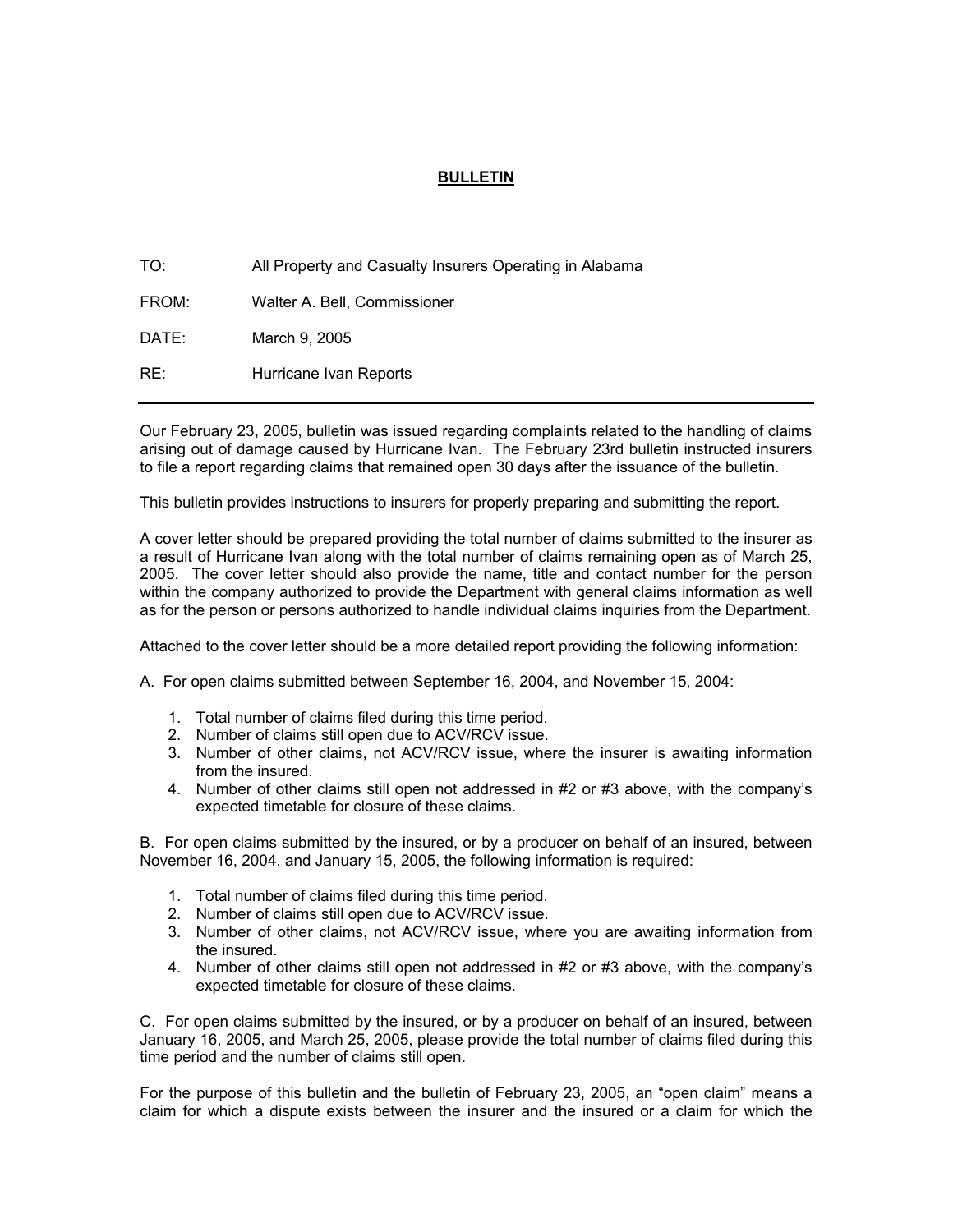# BULLETIN

TO: All Property and Casualty Insurers Operating in Alabama

FROM: Walter A. Bell, Commissioner

DATE: March 9, 2005

RE: Hurricane Ivan Reports

---

Our February 23, 2005, bulletin was issued regarding complaints related to the handling of claims arising out of damage caused by Hurricane Ivan. The February 23rd bulletin instructed insurers to file a report regarding claims that remained open 30 days after the issuance of the bulletin.

This bulletin provides instructions to insurers for properly preparing and submitting the report.

A cover letter should be prepared providing the total number of claims submitted to the insurer as a result of Hurricane Ivan along with the total number of claims remaining open as of March 25, 2005. The cover letter should also provide the name, title and contact number for the person within the company authorized to provide the Department with general claims information as well as for the person or persons authorized to handle individual claims inquiries from the Department.

Attached to the cover letter should be a more detailed report providing the following information:

A. For open claims submitted between September 16, 2004, and November 15, 2004:

1. Total number of claims filed during this time period.
2. Number of claims still open due to ACV/RCV issue.
3. Number of other claims, not ACV/RCV issue, where the insurer is awaiting information from the insured.
4. Number of other claims still open not addressed in #2 or #3 above, with the company's expected timetable for closure of these claims.

B. For open claims submitted by the insured, or by a producer on behalf of an insured, between November 16, 2004, and January 15, 2005, the following information is required:

1. Total number of claims filed during this time period.
2. Number of claims still open due to ACV/RCV issue.
3. Number of other claims, not ACV/RCV issue, where you are awaiting information from the insured.
4. Number of other claims still open not addressed in #2 or #3 above, with the company's expected timetable for closure of these claims.

C. For open claims submitted by the insured, or by a producer on behalf of an insured, between January 16, 2005, and March 25, 2005, please provide the total number of claims filed during this time period and the number of claims still open.

For the purpose of this bulletin and the bulletin of February 23, 2005, an "open claim" means a claim for which a dispute exists between the insurer and the insured or a claim for which the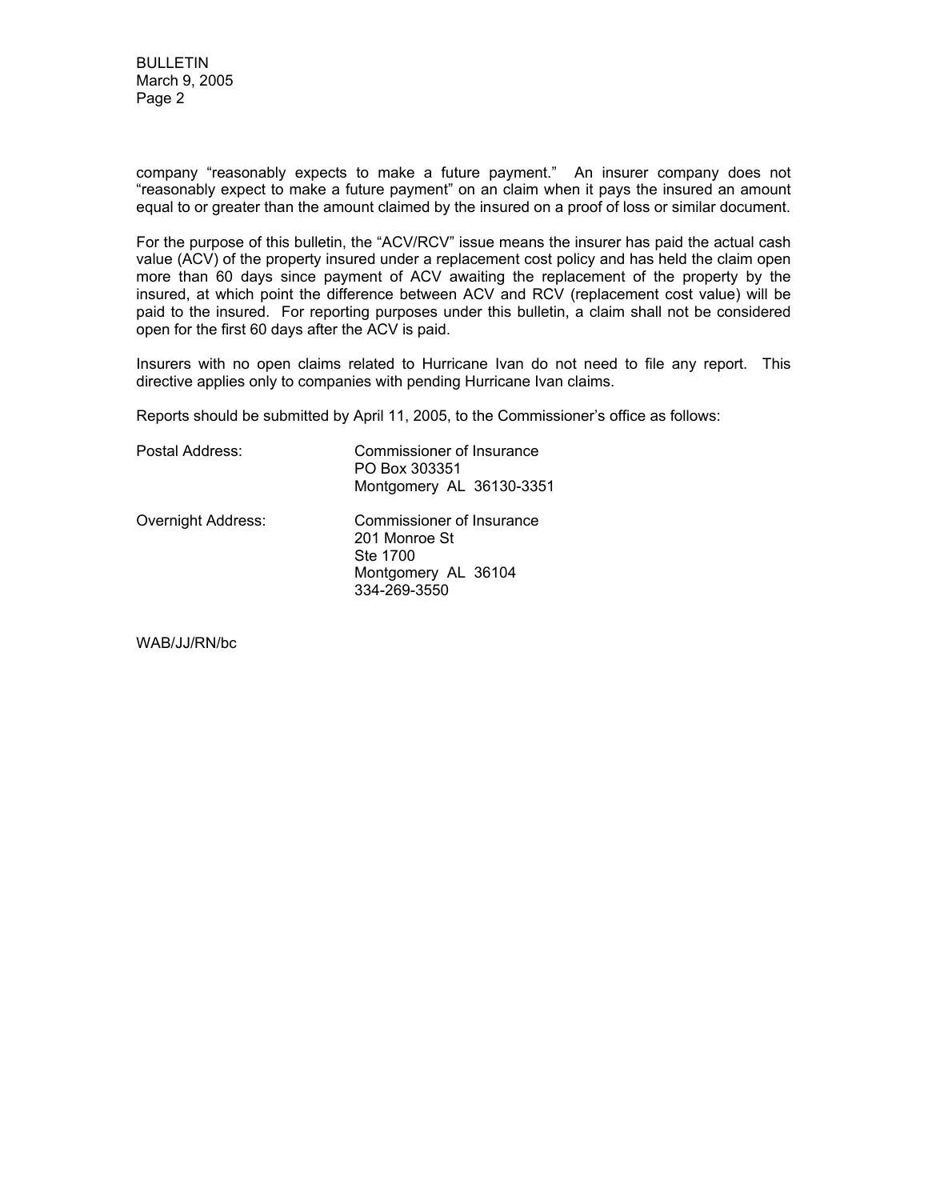company "reasonably expects to make a future payment." An insurer company does not "reasonably expect to make a future payment" on an claim when it pays the insured an amount equal to or greater than the amount claimed by the insured on a proof of loss or similar document.

For the purpose of this bulletin, the "ACV/RCV" issue means the insurer has paid the actual cash value (ACV) of the property insured under a replacement cost policy and has held the claim open more than 60 days since payment of ACV awaiting the replacement of the property by the insured, at which point the difference between ACV and RCV (replacement cost value) will be paid to the insured. For reporting purposes under this bulletin, a claim shall not be considered open for the first 60 days after the ACV is paid.

Insurers with no open claims related to Hurricane Ivan do not need to file any report. This directive applies only to companies with pending Hurricane Ivan claims.

Reports should be submitted by April 11, 2005, to the Commissioner's office as follows:

| | |
|---|---|
| Postal Address: | Commissioner of Insurance<br>PO Box 303351<br>Montgomery AL 36130-3351 |
| Overnight Address: | Commissioner of Insurance<br>201 Monroe St<br>Ste 1700<br>Montgomery AL 36104<br>334-269-3550 |

WAB/JJ/RN/bc